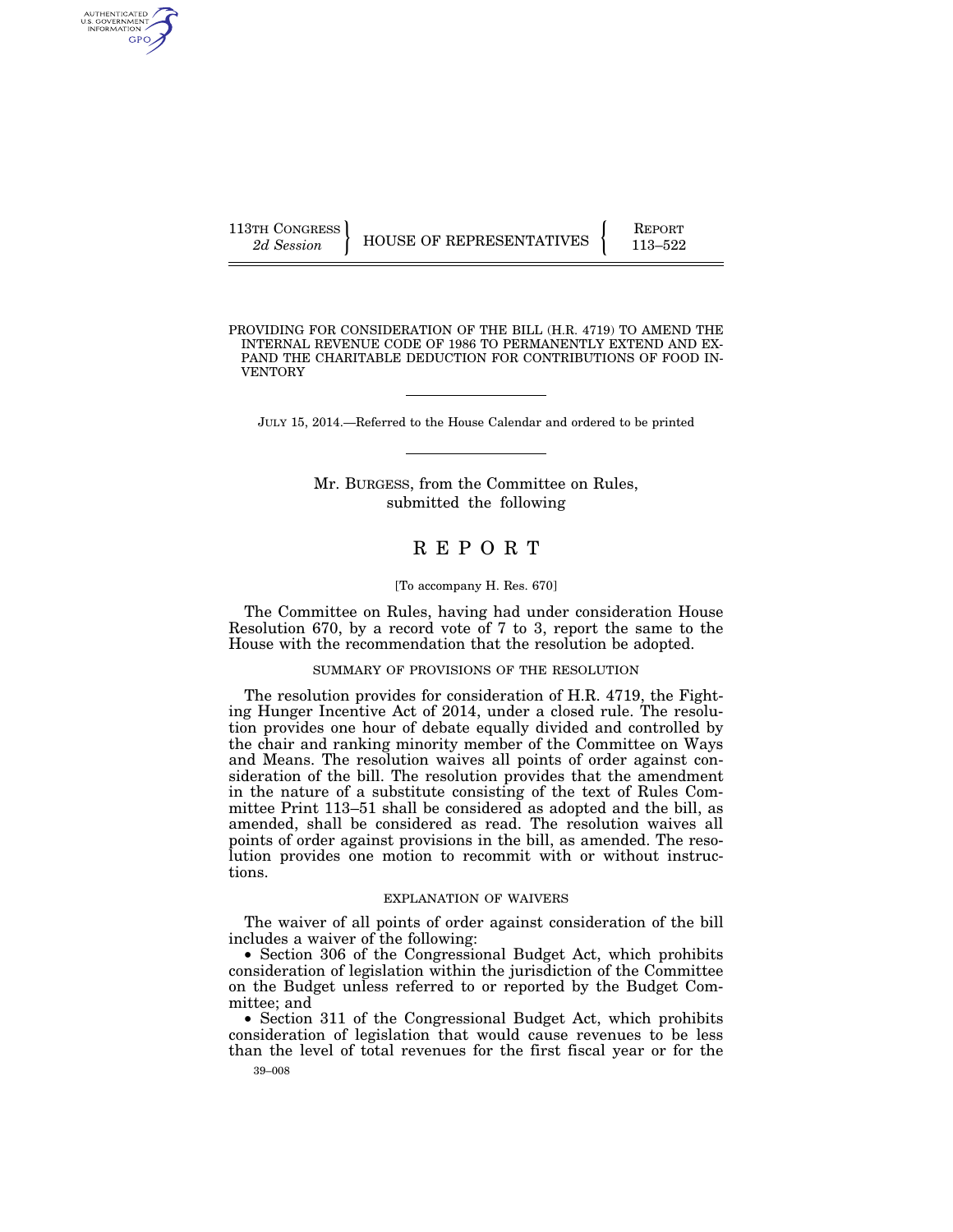113TH CONGRESS
*2d Session*

HOUSE OF REPRESENTATIVES

REPORT
113–522

PROVIDING FOR CONSIDERATION OF THE BILL (H.R. 4719) TO AMEND THE INTERNAL REVENUE CODE OF 1986 TO PERMANENTLY EXTEND AND EXPAND THE CHARITABLE DEDUCTION FOR CONTRIBUTIONS OF FOOD INVENTORY

JULY 15, 2014.—Referred to the House Calendar and ordered to be printed

Mr. BURGESS, from the Committee on Rules, submitted the following

# REPORT

[To accompany H. Res. 670]

The Committee on Rules, having had under consideration House Resolution 670, by a record vote of 7 to 3, report the same to the House with the recommendation that the resolution be adopted.

## SUMMARY OF PROVISIONS OF THE RESOLUTION

The resolution provides for consideration of H.R. 4719, the Fighting Hunger Incentive Act of 2014, under a closed rule. The resolution provides one hour of debate equally divided and controlled by the chair and ranking minority member of the Committee on Ways and Means. The resolution waives all points of order against consideration of the bill. The resolution provides that the amendment in the nature of a substitute consisting of the text of Rules Committee Print 113–51 shall be considered as adopted and the bill, as amended, shall be considered as read. The resolution waives all points of order against provisions in the bill, as amended. The resolution provides one motion to recommit with or without instructions.

## EXPLANATION OF WAIVERS

The waiver of all points of order against consideration of the bill includes a waiver of the following:

- Section 306 of the Congressional Budget Act, which prohibits consideration of legislation within the jurisdiction of the Committee on the Budget unless referred to or reported by the Budget Committee; and
- Section 311 of the Congressional Budget Act, which prohibits consideration of legislation that would cause revenues to be less than the level of total revenues for the first fiscal year or for the

39–008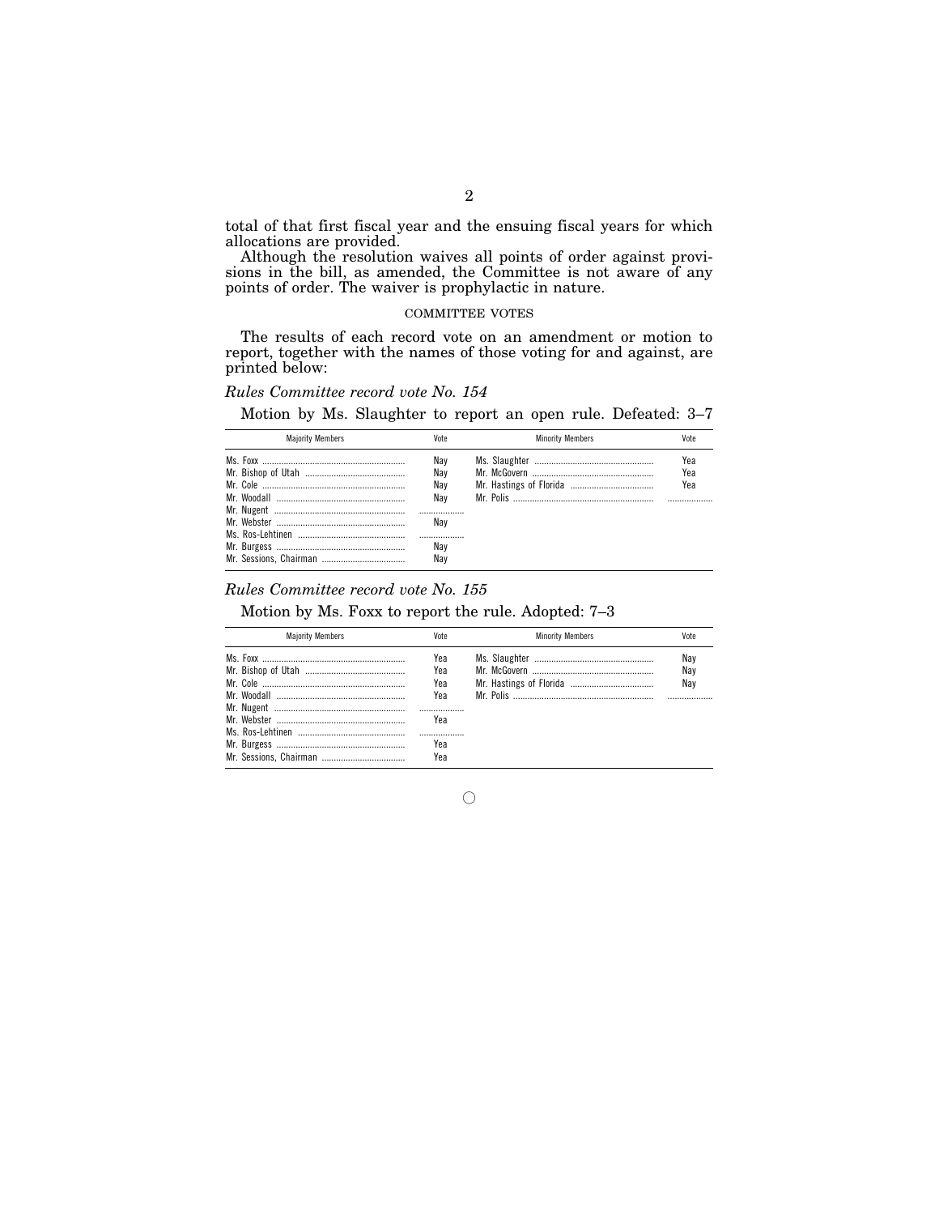total of that first fiscal year and the ensuing fiscal years for which allocations are provided.

Although the resolution waives all points of order against provisions in the bill, as amended, the Committee is not aware of any points of order. The waiver is prophylactic in nature.

## COMMITTEE VOTES

The results of each record vote on an amendment or motion to report, together with the names of those voting for and against, are printed below:

*Rules Committee record vote No. 154*

Motion by Ms. Slaughter to report an open rule. Defeated: 3–7

| Majority Members | Vote | Minority Members | Vote |
|---|---|---|---|
| Ms. Foxx | Nay | Ms. Slaughter | Yea |
| Mr. Bishop of Utah | Nay | Mr. McGovern | Yea |
| Mr. Cole | Nay | Mr. Hastings of Florida | Yea |
| Mr. Woodall | Nay | Mr. Polis | |
| Mr. Nugent | | | |
| Mr. Webster | Nay | | |
| Ms. Ros-Lehtinen | | | |
| Mr. Burgess | Nay | | |
| Mr. Sessions, Chairman | Nay | | |

*Rules Committee record vote No. 155*

Motion by Ms. Foxx to report the rule. Adopted: 7–3

| Majority Members | Vote | Minority Members | Vote |
|---|---|---|---|
| Ms. Foxx | Yea | Ms. Slaughter | Nay |
| Mr. Bishop of Utah | Yea | Mr. McGovern | Nay |
| Mr. Cole | Yea | Mr. Hastings of Florida | Nay |
| Mr. Woodall | Yea | Mr. Polis | |
| Mr. Nugent | | | |
| Mr. Webster | Yea | | |
| Ms. Ros-Lehtinen | | | |
| Mr. Burgess | Yea | | |
| Mr. Sessions, Chairman | Yea | | |